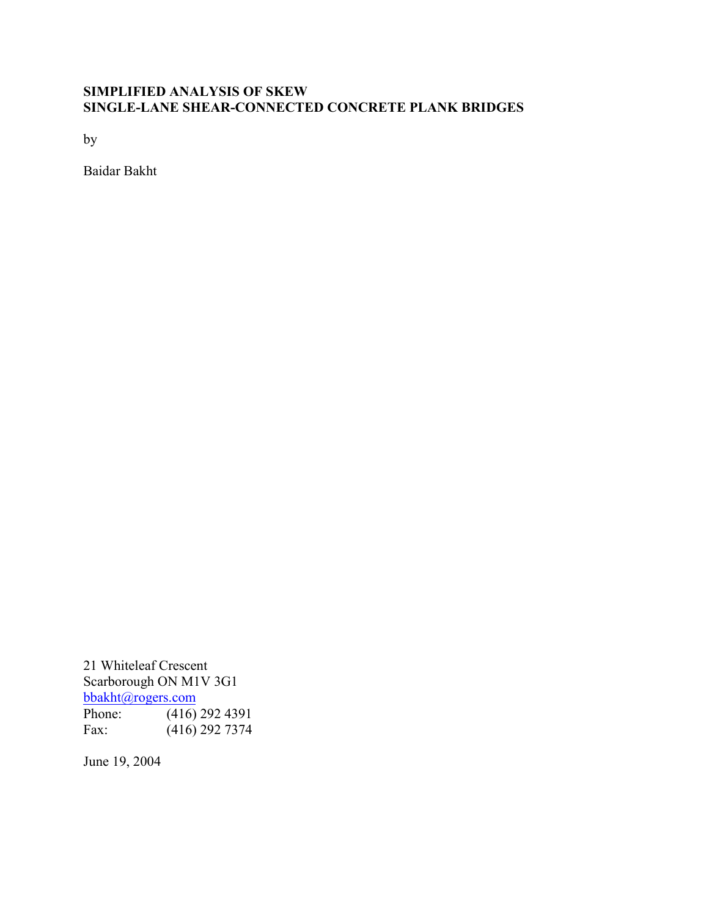# SIMPLIFIED ANALYSIS OF SKEW SINGLE-LANE SHEAR-CONNECTED CONCRETE PLANK BRIDGES

by

Baidar Bakht

21 Whiteleaf Crescent  
Scarborough ON M1V 3G1  
bbakht@rogers.com  
Phone: (416) 292 4391  
Fax: (416) 292 7374

June 19, 2004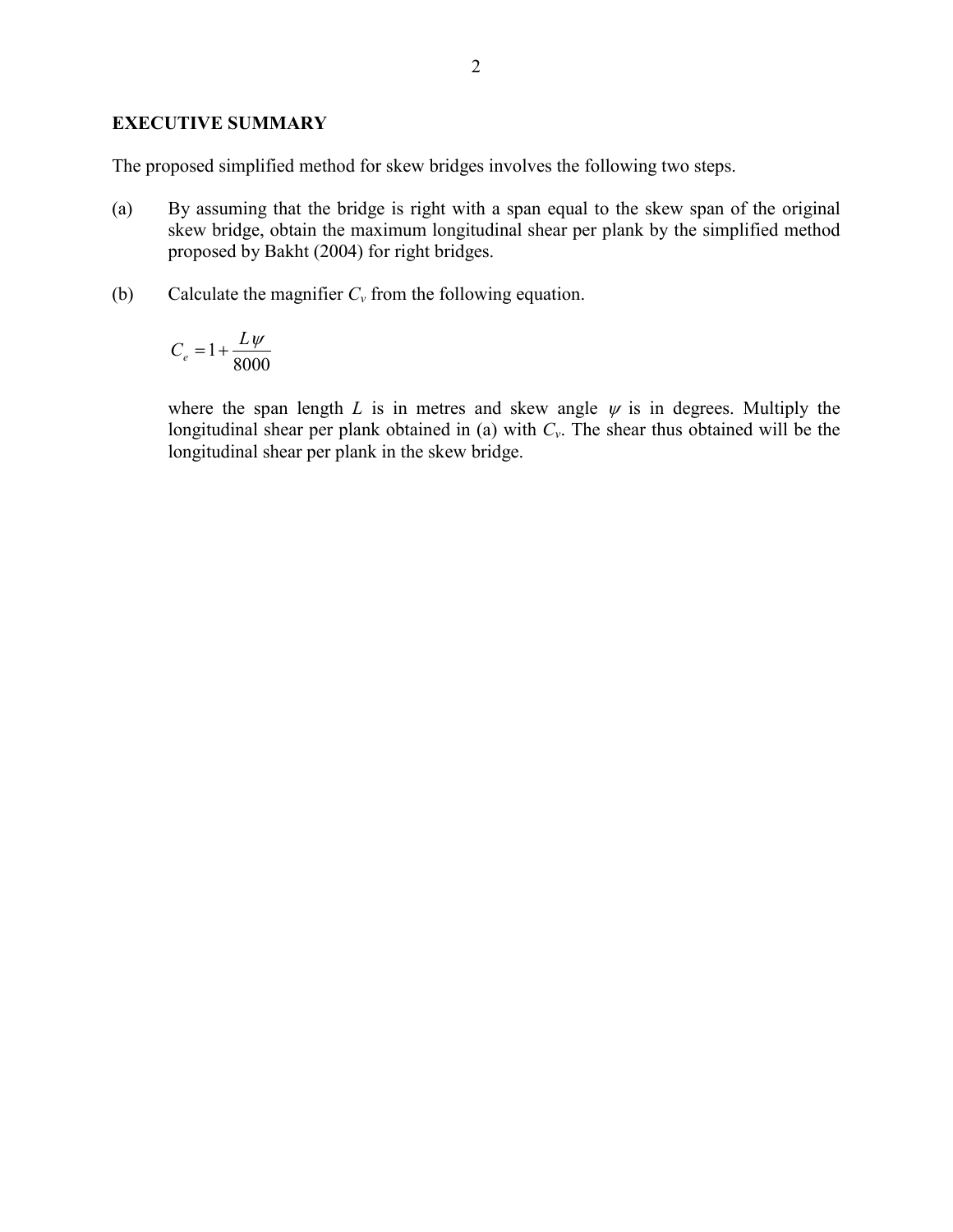## EXECUTIVE SUMMARY

The proposed simplified method for skew bridges involves the following two steps.

(a) By assuming that the bridge is right with a span equal to the skew span of the original skew bridge, obtain the maximum longitudinal shear per plank by the simplified method proposed by Bakht (2004) for right bridges.

(b) Calculate the magnifier $C_v$ from the following equation.

$$C_e = 1 + \frac{L\psi}{8000}$$

where the span length $L$ is in metres and skew angle $\psi$ is in degrees. Multiply the longitudinal shear per plank obtained in (a) with $C_v$. The shear thus obtained will be the longitudinal shear per plank in the skew bridge.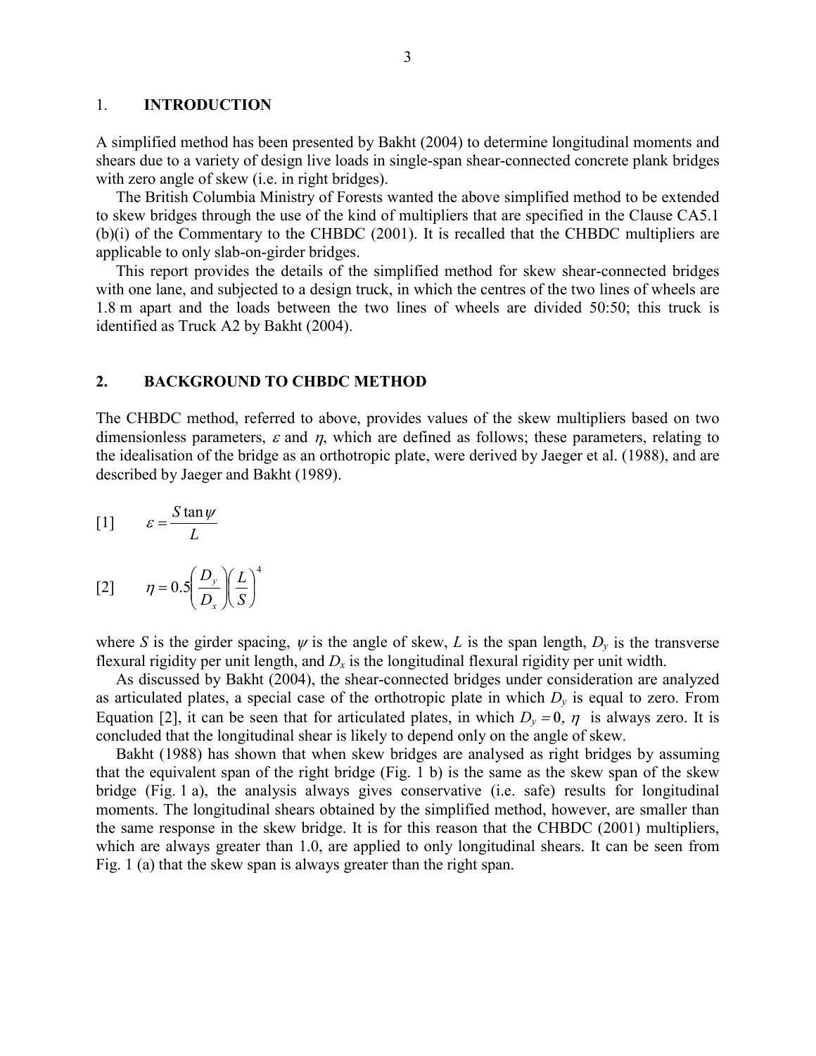## 1. INTRODUCTION

A simplified method has been presented by Bakht (2004) to determine longitudinal moments and shears due to a variety of design live loads in single-span shear-connected concrete plank bridges with zero angle of skew (i.e. in right bridges).

The British Columbia Ministry of Forests wanted the above simplified method to be extended to skew bridges through the use of the kind of multipliers that are specified in the Clause CA5.1 (b)(i) of the Commentary to the CHBDC (2001). It is recalled that the CHBDC multipliers are applicable to only slab-on-girder bridges.

This report provides the details of the simplified method for skew shear-connected bridges with one lane, and subjected to a design truck, in which the centres of the two lines of wheels are 1.8 m apart and the loads between the two lines of wheels are divided 50:50; this truck is identified as Truck A2 by Bakht (2004).

## 2. BACKGROUND TO CHBDC METHOD

The CHBDC method, referred to above, provides values of the skew multipliers based on two dimensionless parameters, $\varepsilon$ and $\eta$, which are defined as follows; these parameters, relating to the idealisation of the bridge as an orthotropic plate, were derived by Jaeger et al. (1988), and are described by Jaeger and Bakht (1989).

[1] $$\varepsilon = \frac{S \tan \psi}{L}$$

[2] $$\eta = 0.5\left(\frac{D_y}{D_x}\right)\left(\frac{L}{S}\right)^4$$

where $S$ is the girder spacing, $\psi$ is the angle of skew, $L$ is the span length, $D_y$ is the transverse flexural rigidity per unit length, and $D_x$ is the longitudinal flexural rigidity per unit width.

As discussed by Bakht (2004), the shear-connected bridges under consideration are analyzed as articulated plates, a special case of the orthotropic plate in which $D_y$ is equal to zero. From Equation [2], it can be seen that for articulated plates, in which $D_y = 0$, $\eta$ is always zero. It is concluded that the longitudinal shear is likely to depend only on the angle of skew.

Bakht (1988) has shown that when skew bridges are analysed as right bridges by assuming that the equivalent span of the right bridge (Fig. 1 b) is the same as the skew span of the skew bridge (Fig. 1 a), the analysis always gives conservative (i.e. safe) results for longitudinal moments. The longitudinal shears obtained by the simplified method, however, are smaller than the same response in the skew bridge. It is for this reason that the CHBDC (2001) multipliers, which are always greater than 1.0, are applied to only longitudinal shears. It can be seen from Fig. 1 (a) that the skew span is always greater than the right span.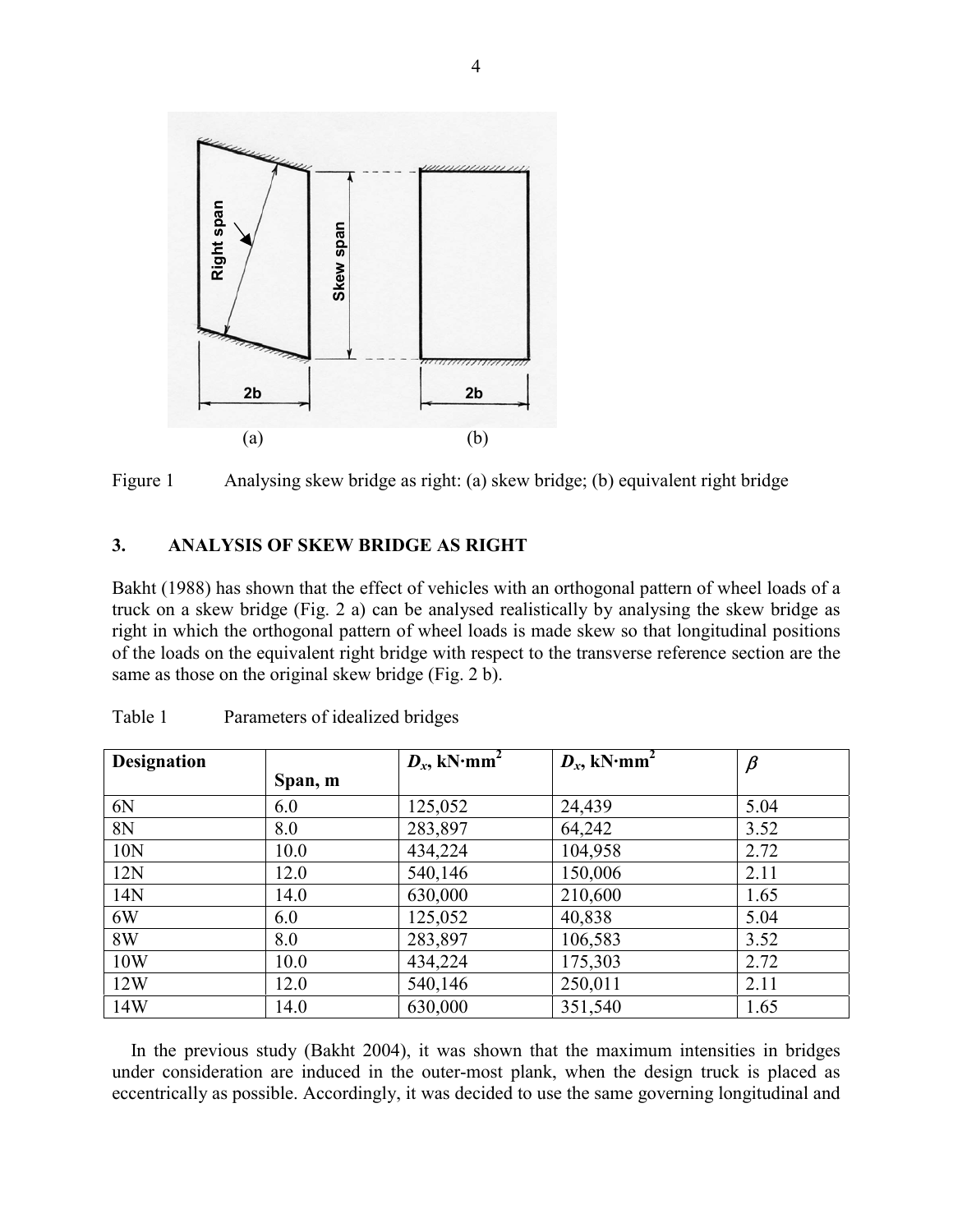Figure 1 Analysing skew bridge as right: (a) skew bridge; (b) equivalent right bridge

## 3. ANALYSIS OF SKEW BRIDGE AS RIGHT

Bakht (1988) has shown that the effect of vehicles with an orthogonal pattern of wheel loads of a truck on a skew bridge (Fig. 2 a) can be analysed realistically by analysing the skew bridge as right in which the orthogonal pattern of wheel loads is made skew so that longitudinal positions of the loads on the equivalent right bridge with respect to the transverse reference section are the same as those on the original skew bridge (Fig. 2 b).

Table 1 Parameters of idealized bridges

| **Designation** | **Span, m** | $D_x$, **kN·mm**$^2$ | $D_x$, **kN·mm**$^2$ | $\beta$ |
|---|---|---|---|---|
| 6N | 6.0 | 125,052 | 24,439 | 5.04 |
| 8N | 8.0 | 283,897 | 64,242 | 3.52 |
| 10N | 10.0 | 434,224 | 104,958 | 2.72 |
| 12N | 12.0 | 540,146 | 150,006 | 2.11 |
| 14N | 14.0 | 630,000 | 210,600 | 1.65 |
| 6W | 6.0 | 125,052 | 40,838 | 5.04 |
| 8W | 8.0 | 283,897 | 106,583 | 3.52 |
| 10W | 10.0 | 434,224 | 175,303 | 2.72 |
| 12W | 12.0 | 540,146 | 250,011 | 2.11 |
| 14W | 14.0 | 630,000 | 351,540 | 1.65 |

In the previous study (Bakht 2004), it was shown that the maximum intensities in bridges under consideration are induced in the outer-most plank, when the design truck is placed as eccentrically as possible. Accordingly, it was decided to use the same governing longitudinal and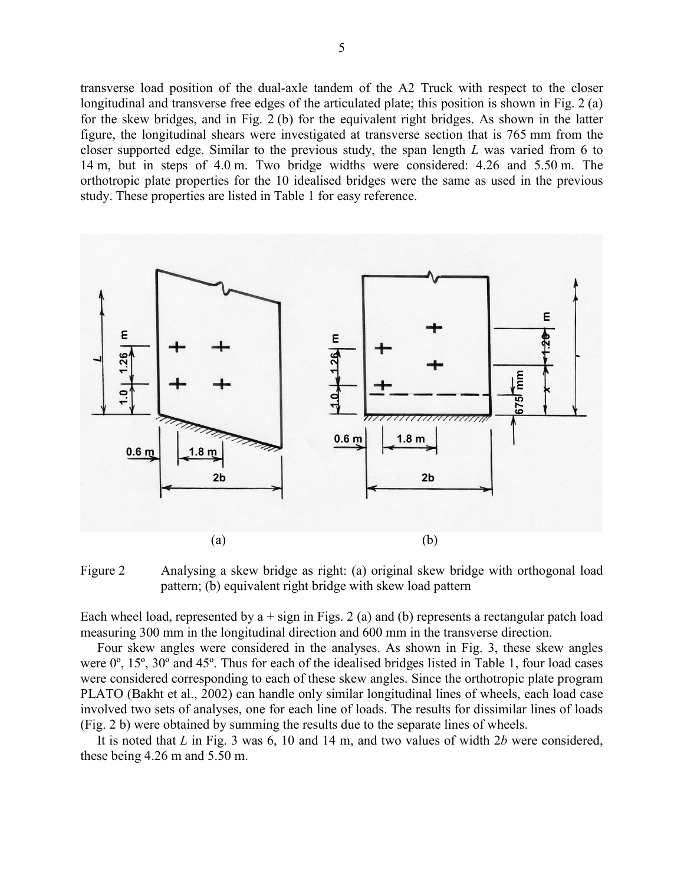transverse load position of the dual-axle tandem of the A2 Truck with respect to the closer longitudinal and transverse free edges of the articulated plate; this position is shown in Fig. 2 (a) for the skew bridges, and in Fig. 2 (b) for the equivalent right bridges. As shown in the latter figure, the longitudinal shears were investigated at transverse section that is 765 mm from the closer supported edge. Similar to the previous study, the span length $L$ was varied from 6 to 14 m, but in steps of 4.0 m. Two bridge widths were considered: 4.26 and 5.50 m. The orthotropic plate properties for the 10 idealised bridges were the same as used in the previous study. These properties are listed in Table 1 for easy reference.

Figure 2 Analysing a skew bridge as right: (a) original skew bridge with orthogonal load pattern; (b) equivalent right bridge with skew load pattern

Each wheel load, represented by a + sign in Figs. 2 (a) and (b) represents a rectangular patch load measuring 300 mm in the longitudinal direction and 600 mm in the transverse direction.

Four skew angles were considered in the analyses. As shown in Fig. 3, these skew angles were 0º, 15º, 30º and 45º. Thus for each of the idealised bridges listed in Table 1, four load cases were considered corresponding to each of these skew angles. Since the orthotropic plate program PLATO (Bakht et al., 2002) can handle only similar longitudinal lines of wheels, each load case involved two sets of analyses, one for each line of loads. The results for dissimilar lines of loads (Fig. 2 b) were obtained by summing the results due to the separate lines of wheels.

It is noted that $L$ in Fig. 3 was 6, 10 and 14 m, and two values of width $2b$ were considered, these being 4.26 m and 5.50 m.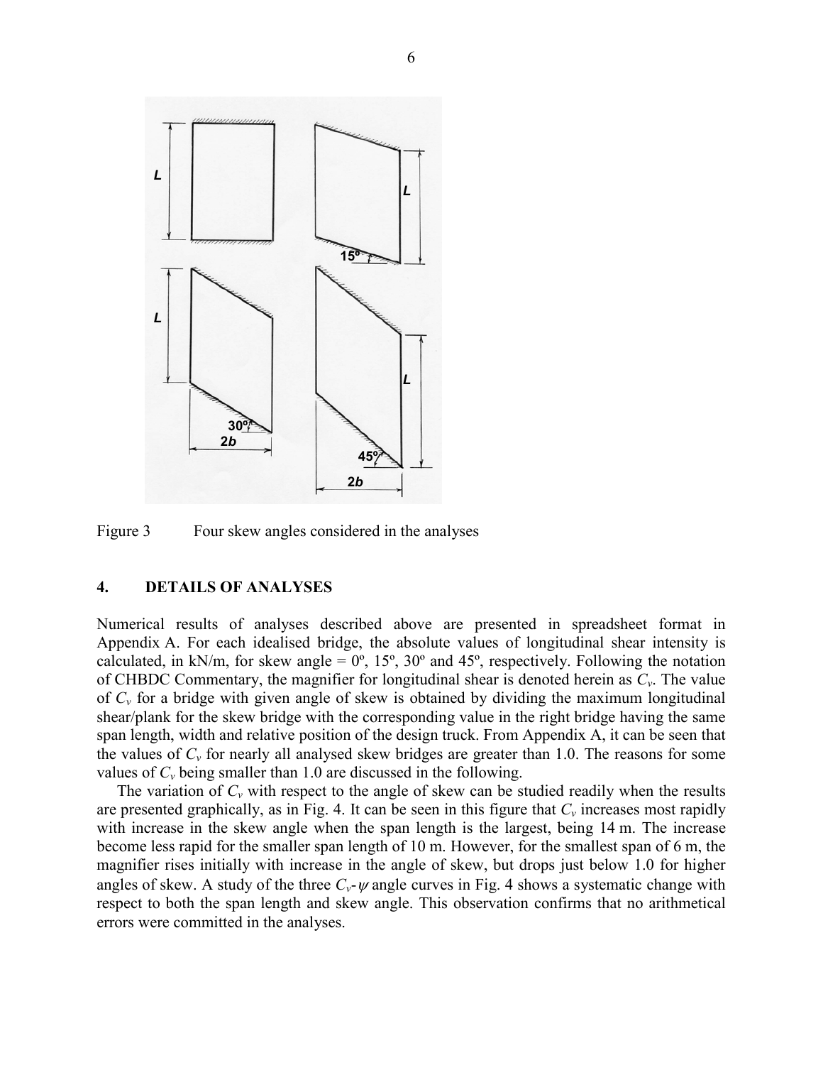Figure 3 Four skew angles considered in the analyses

## 4. DETAILS OF ANALYSES

Numerical results of analyses described above are presented in spreadsheet format in Appendix A. For each idealised bridge, the absolute values of longitudinal shear intensity is calculated, in kN/m, for skew angle = 0º, 15º, 30º and 45º, respectively. Following the notation of CHBDC Commentary, the magnifier for longitudinal shear is denoted herein as $C_v$. The value of $C_v$ for a bridge with given angle of skew is obtained by dividing the maximum longitudinal shear/plank for the skew bridge with the corresponding value in the right bridge having the same span length, width and relative position of the design truck. From Appendix A, it can be seen that the values of $C_v$ for nearly all analysed skew bridges are greater than 1.0. The reasons for some values of $C_v$ being smaller than 1.0 are discussed in the following.

The variation of $C_v$ with respect to the angle of skew can be studied readily when the results are presented graphically, as in Fig. 4. It can be seen in this figure that $C_v$ increases most rapidly with increase in the skew angle when the span length is the largest, being 14 m. The increase become less rapid for the smaller span length of 10 m. However, for the smallest span of 6 m, the magnifier rises initially with increase in the angle of skew, but drops just below 1.0 for higher angles of skew. A study of the three $C_v$-$\psi$ angle curves in Fig. 4 shows a systematic change with respect to both the span length and skew angle. This observation confirms that no arithmetical errors were committed in the analyses.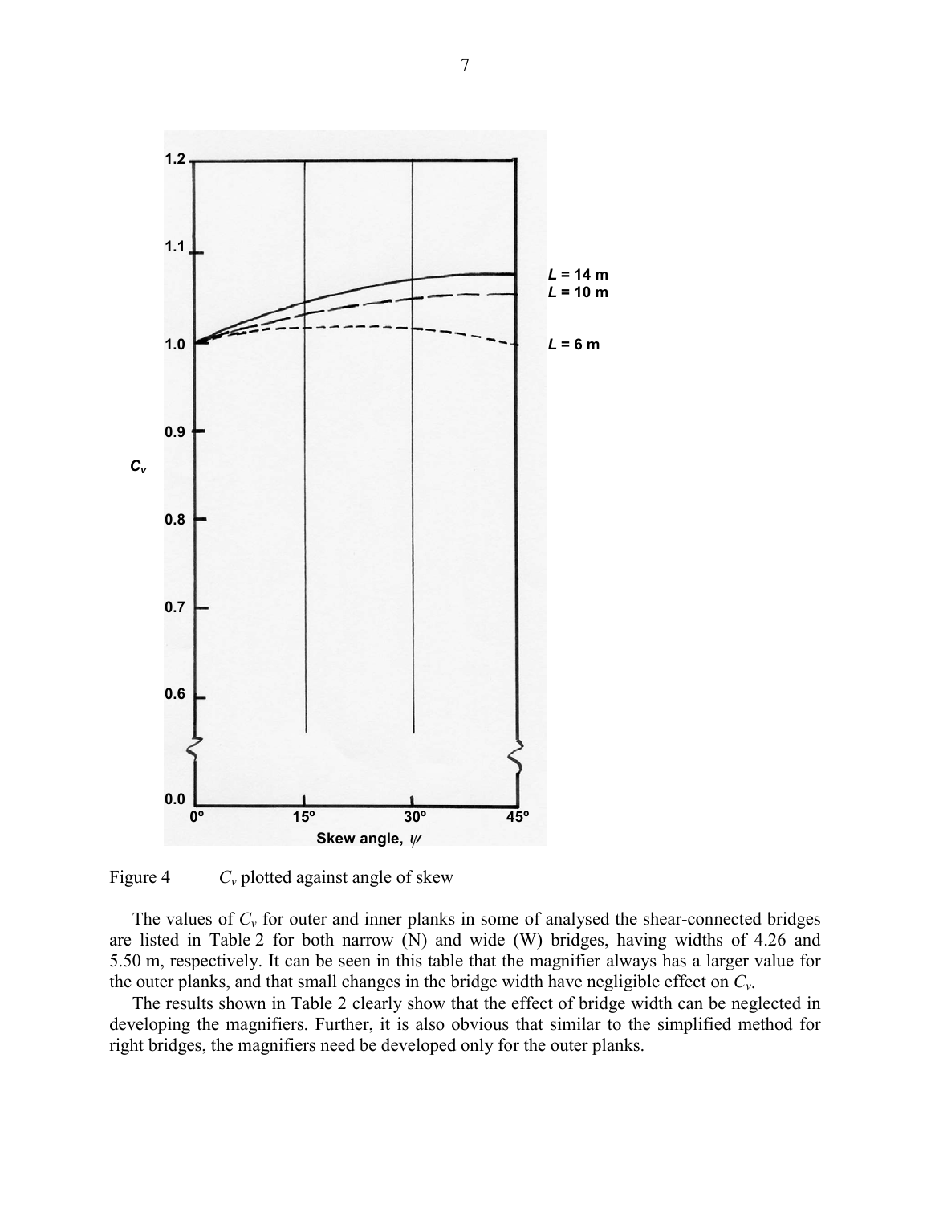Figure 4 $C_v$ plotted against angle of skew

The values of $C_v$ for outer and inner planks in some of analysed the shear-connected bridges are listed in Table 2 for both narrow (N) and wide (W) bridges, having widths of 4.26 and 5.50 m, respectively. It can be seen in this table that the magnifier always has a larger value for the outer planks, and that small changes in the bridge width have negligible effect on $C_v$.

The results shown in Table 2 clearly show that the effect of bridge width can be neglected in developing the magnifiers. Further, it is also obvious that similar to the simplified method for right bridges, the magnifiers need be developed only for the outer planks.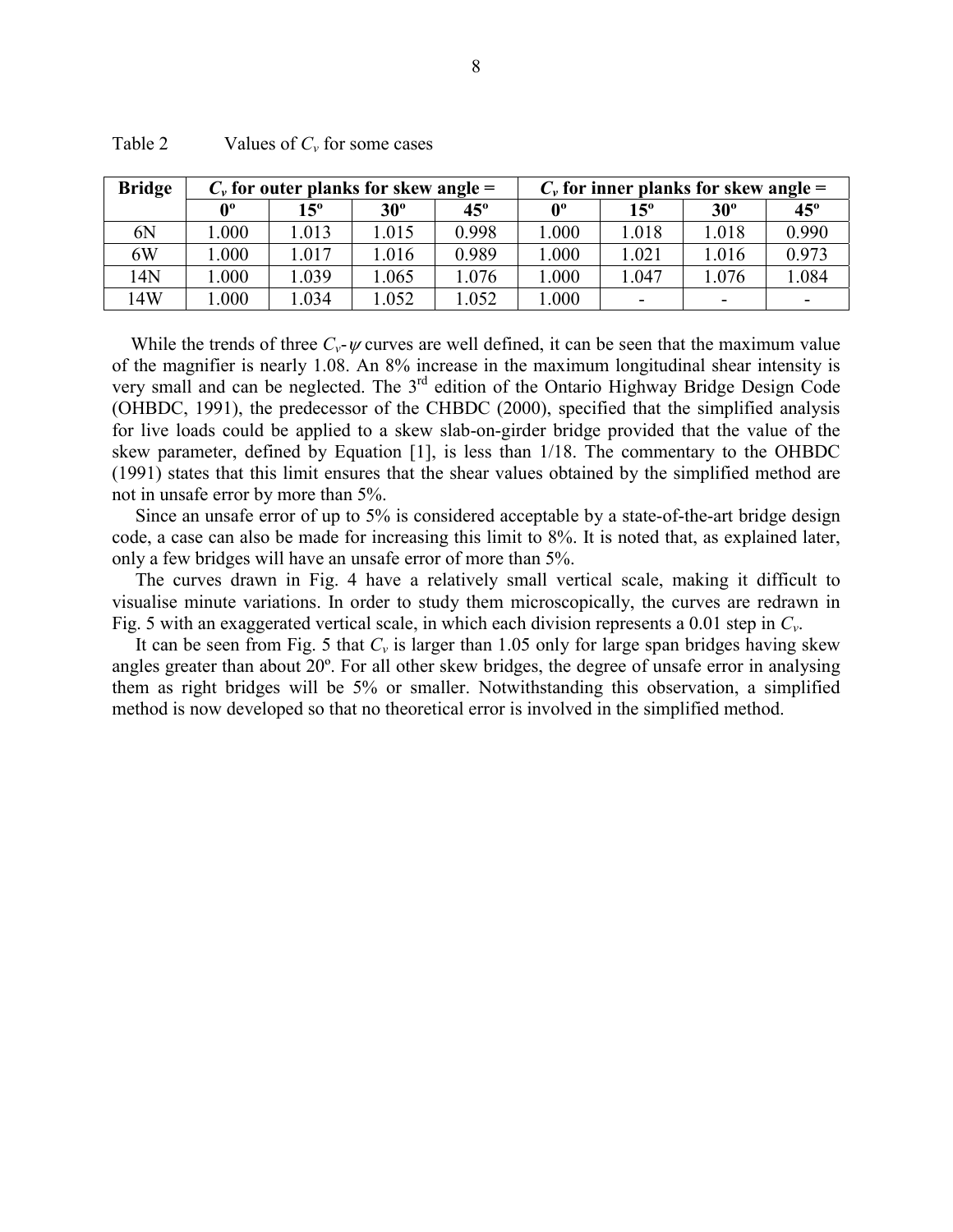Table 2 Values of $C_v$ for some cases

| Bridge | $C_v$ for outer planks for skew angle = | | | | $C_v$ for inner planks for skew angle = | | | |
|---|---|---|---|---|---|---|---|---|
| | 0º | 15º | 30º | 45º | 0º | 15º | 30º | 45º |
| 6N | 1.000 | 1.013 | 1.015 | 0.998 | 1.000 | 1.018 | 1.018 | 0.990 |
| 6W | 1.000 | 1.017 | 1.016 | 0.989 | 1.000 | 1.021 | 1.016 | 0.973 |
| 14N | 1.000 | 1.039 | 1.065 | 1.076 | 1.000 | 1.047 | 1.076 | 1.084 |
| 14W | 1.000 | 1.034 | 1.052 | 1.052 | 1.000 | - | - | - |

While the trends of three $C_v$-$\psi$ curves are well defined, it can be seen that the maximum value of the magnifier is nearly 1.08. An 8% increase in the maximum longitudinal shear intensity is very small and can be neglected. The 3rd edition of the Ontario Highway Bridge Design Code (OHBDC, 1991), the predecessor of the CHBDC (2000), specified that the simplified analysis for live loads could be applied to a skew slab-on-girder bridge provided that the value of the skew parameter, defined by Equation [1], is less than 1/18. The commentary to the OHBDC (1991) states that this limit ensures that the shear values obtained by the simplified method are not in unsafe error by more than 5%.

Since an unsafe error of up to 5% is considered acceptable by a state-of-the-art bridge design code, a case can also be made for increasing this limit to 8%. It is noted that, as explained later, only a few bridges will have an unsafe error of more than 5%.

The curves drawn in Fig. 4 have a relatively small vertical scale, making it difficult to visualise minute variations. In order to study them microscopically, the curves are redrawn in Fig. 5 with an exaggerated vertical scale, in which each division represents a 0.01 step in $C_v$.

It can be seen from Fig. 5 that $C_v$ is larger than 1.05 only for large span bridges having skew angles greater than about 20º. For all other skew bridges, the degree of unsafe error in analysing them as right bridges will be 5% or smaller. Notwithstanding this observation, a simplified method is now developed so that no theoretical error is involved in the simplified method.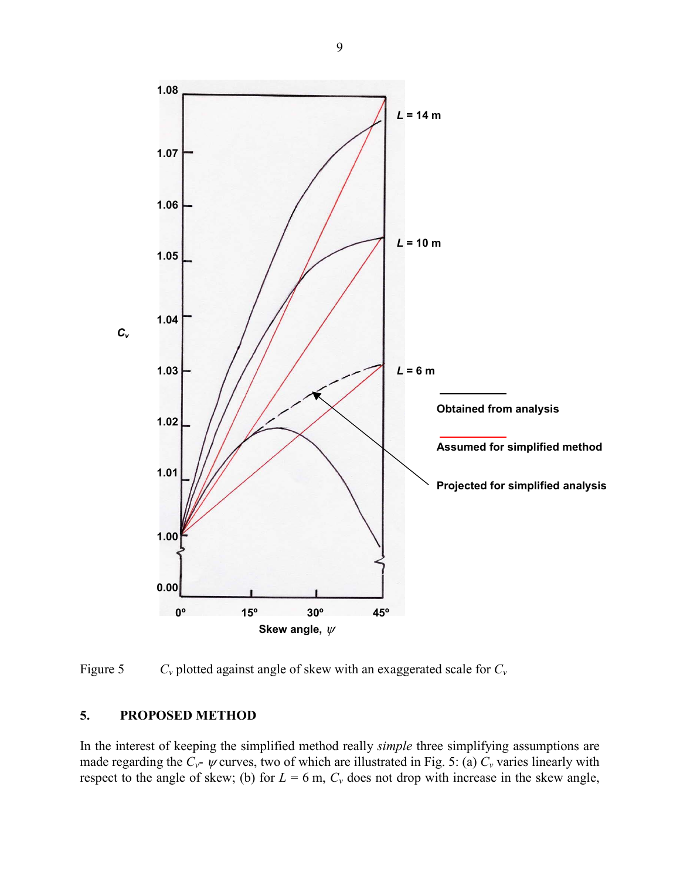Figure 5 $C_v$ plotted against angle of skew with an exaggerated scale for $C_v$

## 5. PROPOSED METHOD

In the interest of keeping the simplified method really *simple* three simplifying assumptions are made regarding the $C_v$- $\psi$ curves, two of which are illustrated in Fig. 5: (a) $C_v$ varies linearly with respect to the angle of skew; (b) for $L$ = 6 m, $C_v$ does not drop with increase in the skew angle,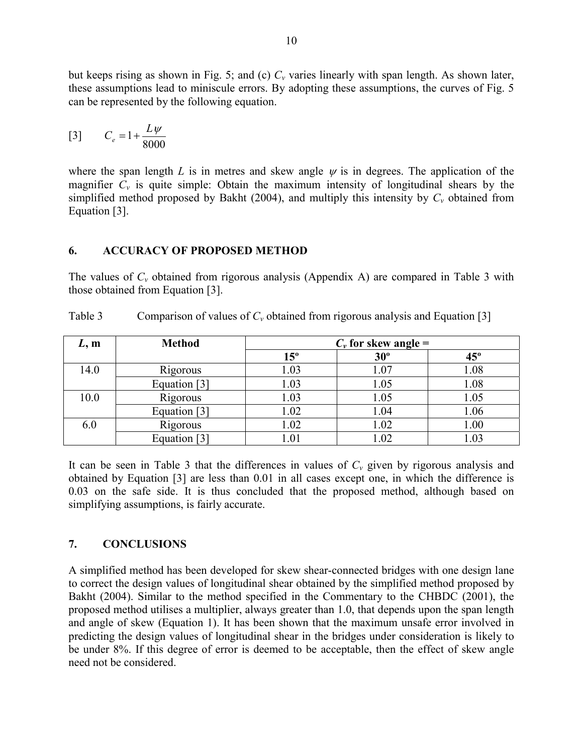but keeps rising as shown in Fig. 5; and (c) $C_v$ varies linearly with span length. As shown later, these assumptions lead to miniscule errors. By adopting these assumptions, the curves of Fig. 5 can be represented by the following equation.

$$[3] \qquad C_e = 1 + \frac{L\psi}{8000}$$

where the span length $L$ is in metres and skew angle $\psi$ is in degrees. The application of the magnifier $C_v$ is quite simple: Obtain the maximum intensity of longitudinal shears by the simplified method proposed by Bakht (2004), and multiply this intensity by $C_v$ obtained from Equation [3].

## 6. ACCURACY OF PROPOSED METHOD

The values of $C_v$ obtained from rigorous analysis (Appendix A) are compared in Table 3 with those obtained from Equation [3].

Table 3 Comparison of values of $C_v$ obtained from rigorous analysis and Equation [3]

| $L$, m | Method | $C_v$ for skew angle = | | |
|---|---|---|---|---|
| | | 15º | 30º | 45º |
| 14.0 | Rigorous | 1.03 | 1.07 | 1.08 |
| | Equation [3] | 1.03 | 1.05 | 1.08 |
| 10.0 | Rigorous | 1.03 | 1.05 | 1.05 |
| | Equation [3] | 1.02 | 1.04 | 1.06 |
| 6.0 | Rigorous | 1.02 | 1.02 | 1.00 |
| | Equation [3] | 1.01 | 1.02 | 1.03 |

It can be seen in Table 3 that the differences in values of $C_v$ given by rigorous analysis and obtained by Equation [3] are less than 0.01 in all cases except one, in which the difference is 0.03 on the safe side. It is thus concluded that the proposed method, although based on simplifying assumptions, is fairly accurate.

## 7. CONCLUSIONS

A simplified method has been developed for skew shear-connected bridges with one design lane to correct the design values of longitudinal shear obtained by the simplified method proposed by Bakht (2004). Similar to the method specified in the Commentary to the CHBDC (2001), the proposed method utilises a multiplier, always greater than 1.0, that depends upon the span length and angle of skew (Equation 1). It has been shown that the maximum unsafe error involved in predicting the design values of longitudinal shear in the bridges under consideration is likely to be under 8%. If this degree of error is deemed to be acceptable, then the effect of skew angle need not be considered.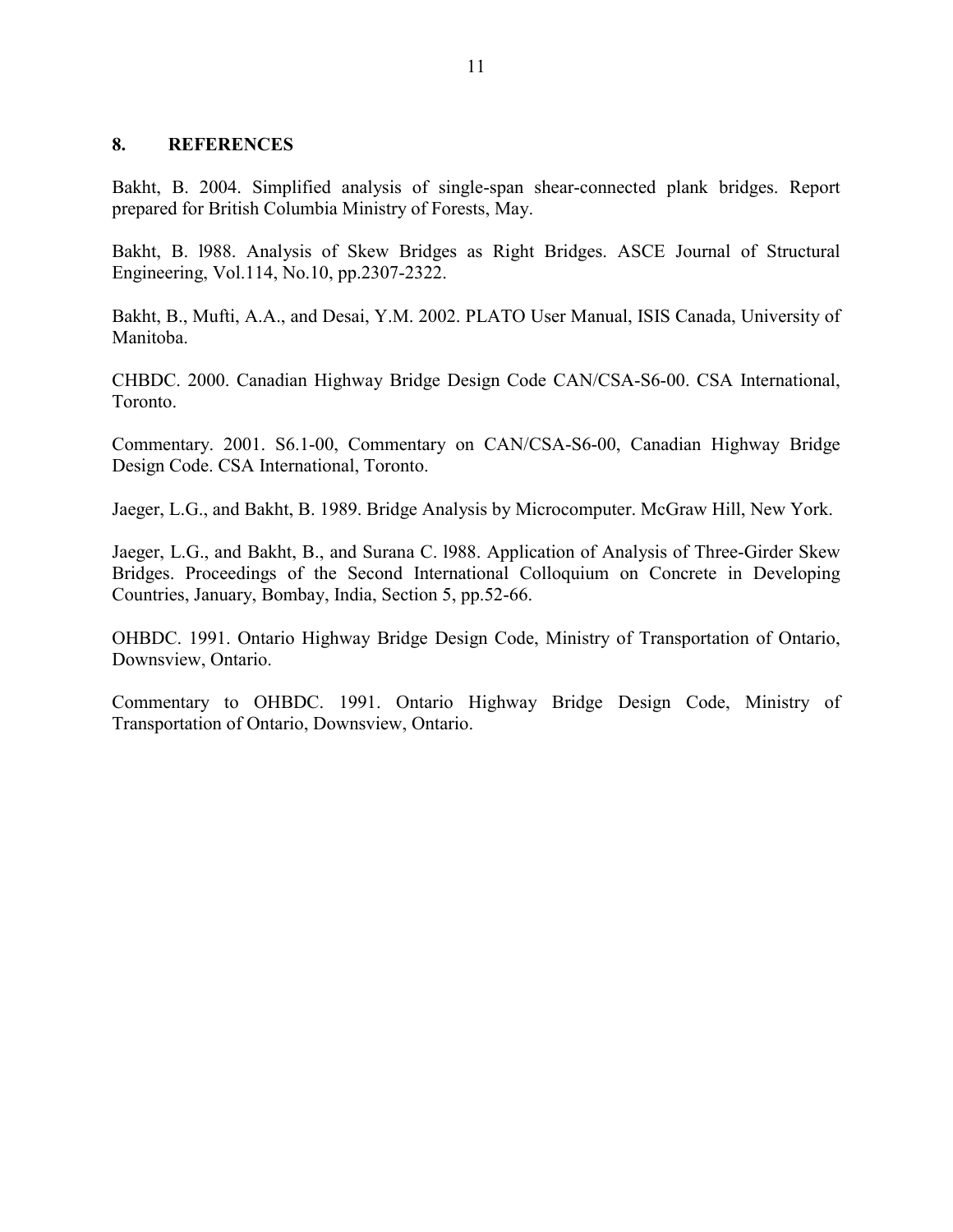## 8. REFERENCES

Bakht, B. 2004. Simplified analysis of single-span shear-connected plank bridges. Report prepared for British Columbia Ministry of Forests, May.

Bakht, B. l988. Analysis of Skew Bridges as Right Bridges. ASCE Journal of Structural Engineering, Vol.114, No.10, pp.2307-2322.

Bakht, B., Mufti, A.A., and Desai, Y.M. 2002. PLATO User Manual, ISIS Canada, University of Manitoba.

CHBDC. 2000. Canadian Highway Bridge Design Code CAN/CSA-S6-00. CSA International, Toronto.

Commentary. 2001. S6.1-00, Commentary on CAN/CSA-S6-00, Canadian Highway Bridge Design Code. CSA International, Toronto.

Jaeger, L.G., and Bakht, B. 1989. Bridge Analysis by Microcomputer. McGraw Hill, New York.

Jaeger, L.G., and Bakht, B., and Surana C. l988. Application of Analysis of Three-Girder Skew Bridges. Proceedings of the Second International Colloquium on Concrete in Developing Countries, January, Bombay, India, Section 5, pp.52-66.

OHBDC. 1991. Ontario Highway Bridge Design Code, Ministry of Transportation of Ontario, Downsview, Ontario.

Commentary to OHBDC. 1991. Ontario Highway Bridge Design Code, Ministry of Transportation of Ontario, Downsview, Ontario.